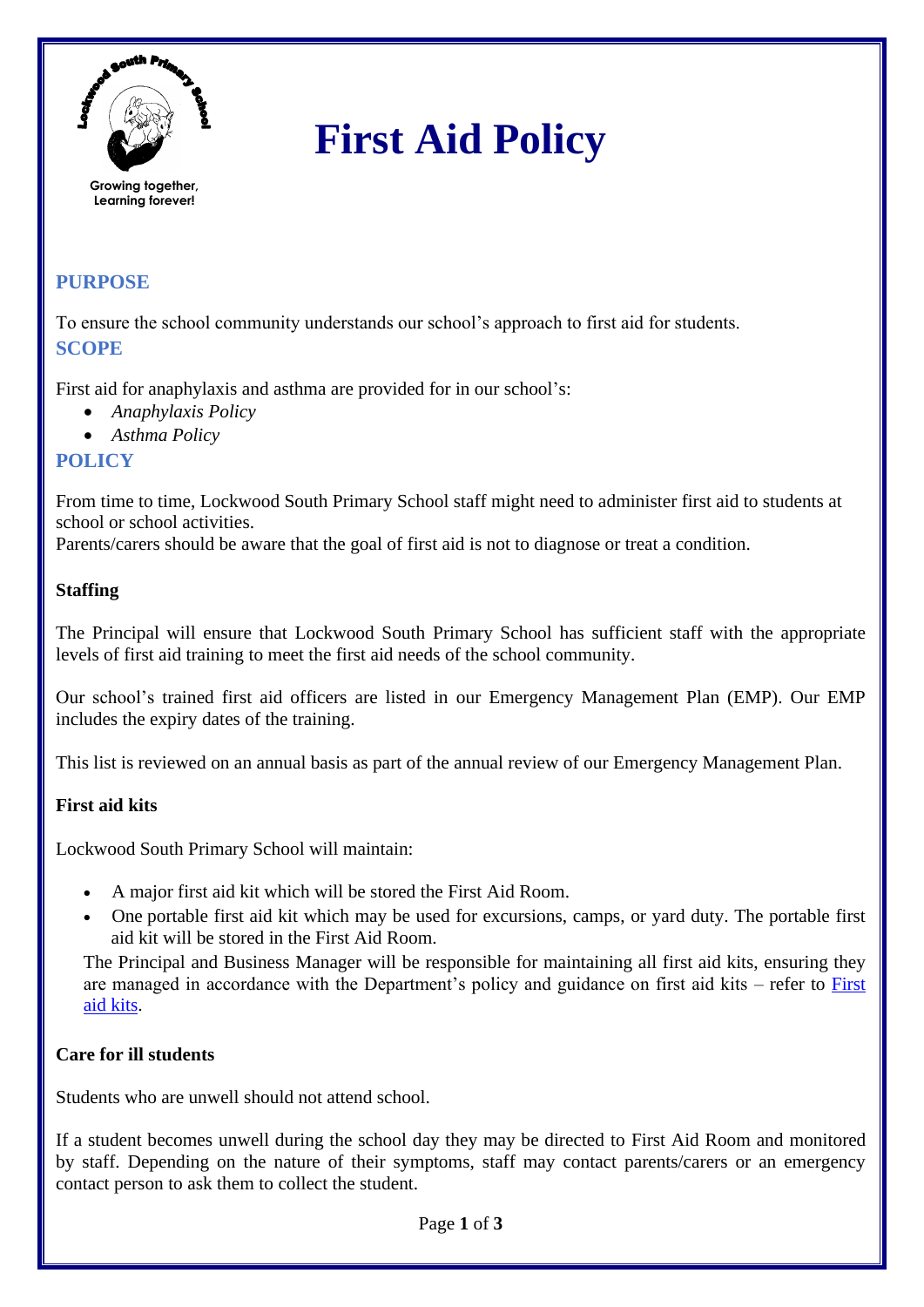Growing together, Learning forever!

# First Aid Policy

## PURPOSE

To ensure the school community understands our school's approach to first aid for students.

## SCOPE

First aid for anaphylaxis and asthma are provided for in our school's:

- *Anaphylaxis Policy*
- *Asthma Policy*

## POLICY

From time to time, Lockwood South Primary School staff might need to administer first aid to students at school or school activities.

Parents/carers should be aware that the goal of first aid is not to diagnose or treat a condition.

### Staffing

The Principal will ensure that Lockwood South Primary School has sufficient staff with the appropriate levels of first aid training to meet the first aid needs of the school community.

Our school's trained first aid officers are listed in our Emergency Management Plan (EMP). Our EMP includes the expiry dates of the training.

This list is reviewed on an annual basis as part of the annual review of our Emergency Management Plan.

### First aid kits

Lockwood South Primary School will maintain:

- A major first aid kit which will be stored the First Aid Room.
- One portable first aid kit which may be used for excursions, camps, or yard duty. The portable first aid kit will be stored in the First Aid Room.

The Principal and Business Manager will be responsible for maintaining all first aid kits, ensuring they are managed in accordance with the Department's policy and guidance on first aid kits – refer to First aid kits.

### Care for ill students

Students who are unwell should not attend school.

If a student becomes unwell during the school day they may be directed to First Aid Room and monitored by staff. Depending on the nature of their symptoms, staff may contact parents/carers or an emergency contact person to ask them to collect the student.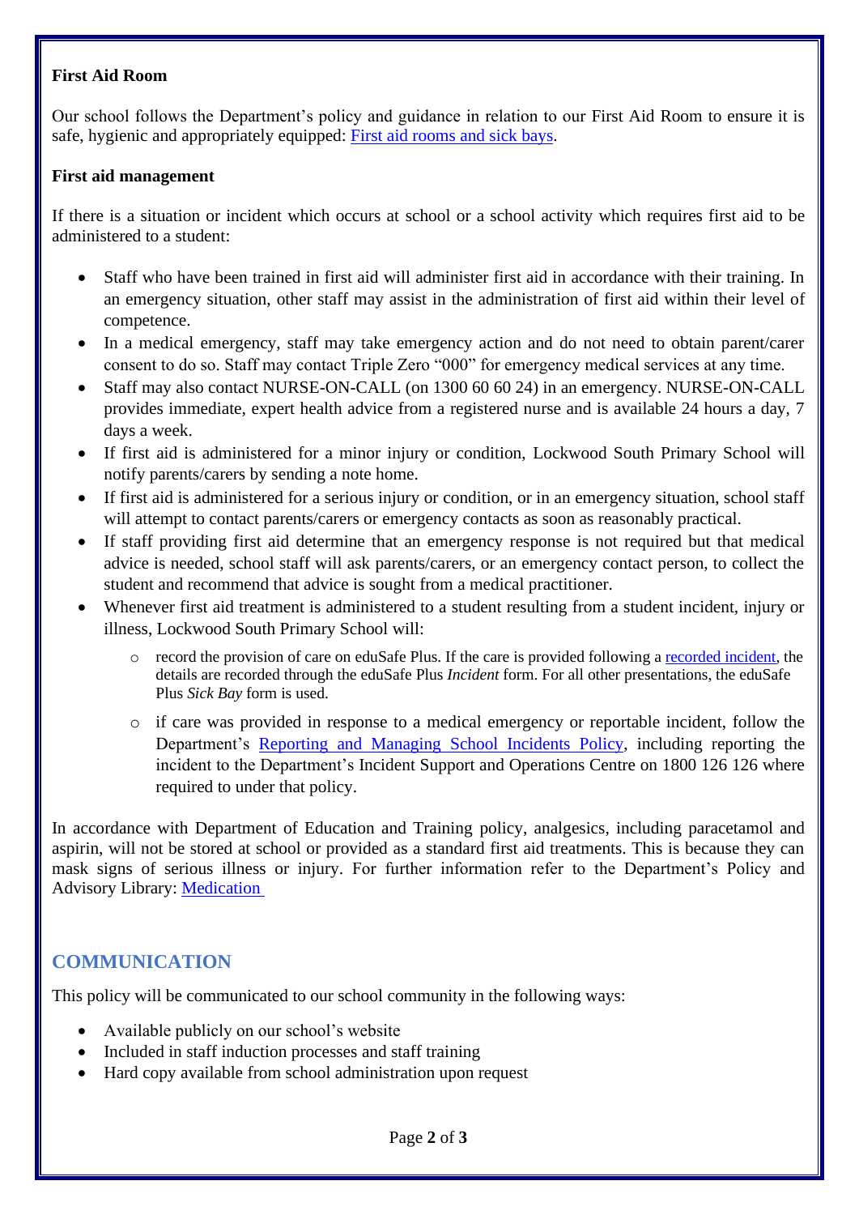**First Aid Room**

Our school follows the Department's policy and guidance in relation to our First Aid Room to ensure it is safe, hygienic and appropriately equipped: [First aid rooms and sick bays](#).

**First aid management**

If there is a situation or incident which occurs at school or a school activity which requires first aid to be administered to a student:

- Staff who have been trained in first aid will administer first aid in accordance with their training. In an emergency situation, other staff may assist in the administration of first aid within their level of competence.
- In a medical emergency, staff may take emergency action and do not need to obtain parent/carer consent to do so. Staff may contact Triple Zero "000" for emergency medical services at any time.
- Staff may also contact NURSE-ON-CALL (on 1300 60 60 24) in an emergency. NURSE-ON-CALL provides immediate, expert health advice from a registered nurse and is available 24 hours a day, 7 days a week.
- If first aid is administered for a minor injury or condition, Lockwood South Primary School will notify parents/carers by sending a note home.
- If first aid is administered for a serious injury or condition, or in an emergency situation, school staff will attempt to contact parents/carers or emergency contacts as soon as reasonably practical.
- If staff providing first aid determine that an emergency response is not required but that medical advice is needed, school staff will ask parents/carers, or an emergency contact person, to collect the student and recommend that advice is sought from a medical practitioner.
- Whenever first aid treatment is administered to a student resulting from a student incident, injury or illness, Lockwood South Primary School will:
  - record the provision of care on eduSafe Plus. If the care is provided following a [recorded incident](#), the details are recorded through the eduSafe Plus *Incident* form. For all other presentations, the eduSafe Plus *Sick Bay* form is used.
  - if care was provided in response to a medical emergency or reportable incident, follow the Department's [Reporting and Managing School Incidents Policy](#), including reporting the incident to the Department's Incident Support and Operations Centre on 1800 126 126 where required to under that policy.

In accordance with Department of Education and Training policy, analgesics, including paracetamol and aspirin, will not be stored at school or provided as a standard first aid treatments. This is because they can mask signs of serious illness or injury. For further information refer to the Department's Policy and Advisory Library: [Medication](#)

## COMMUNICATION

This policy will be communicated to our school community in the following ways:

- Available publicly on our school's website
- Included in staff induction processes and staff training
- Hard copy available from school administration upon request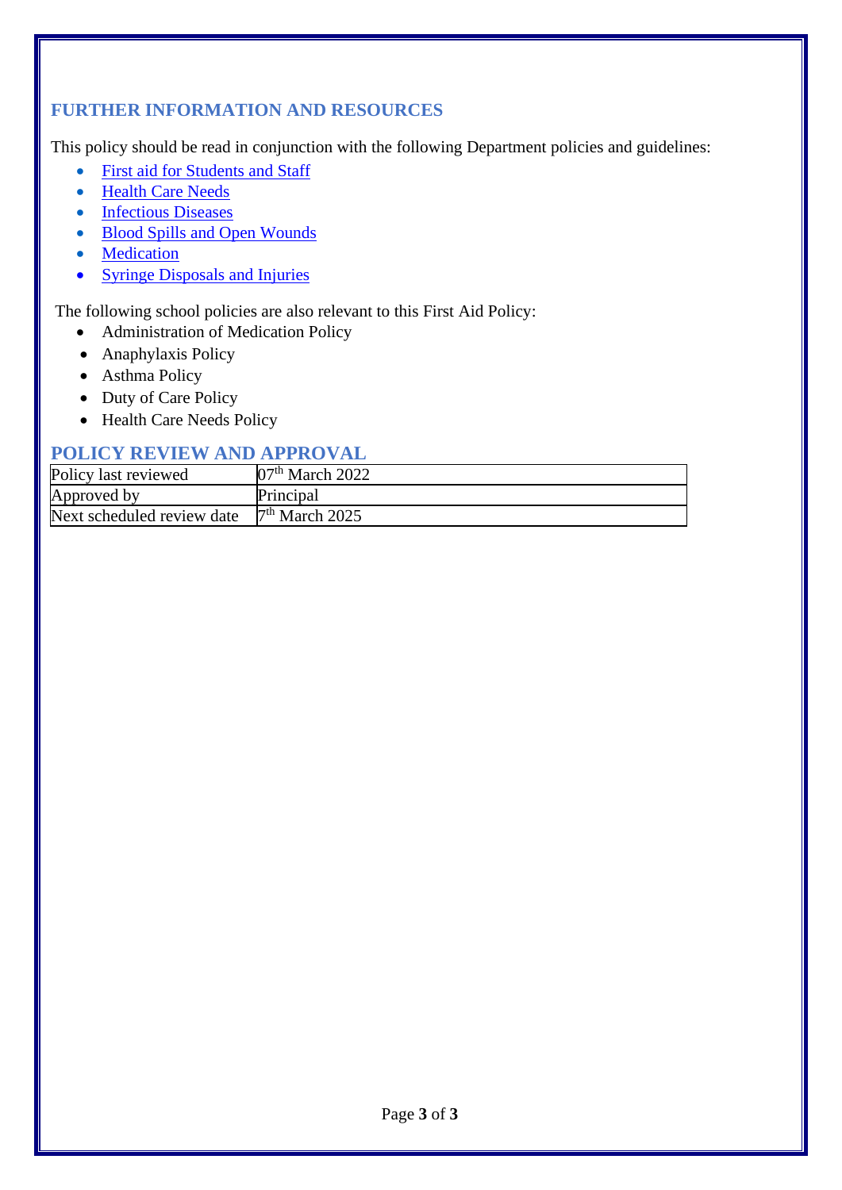## FURTHER INFORMATION AND RESOURCES

This policy should be read in conjunction with the following Department policies and guidelines:

- First aid for Students and Staff
- Health Care Needs
- Infectious Diseases
- Blood Spills and Open Wounds
- Medication
- Syringe Disposals and Injuries

The following school policies are also relevant to this First Aid Policy:

- Administration of Medication Policy
- Anaphylaxis Policy
- Asthma Policy
- Duty of Care Policy
- Health Care Needs Policy

## POLICY REVIEW AND APPROVAL

| | |
|---|---|
| Policy last reviewed | 07th March 2022 |
| Approved by | Principal |
| Next scheduled review date | 7th March 2025 |